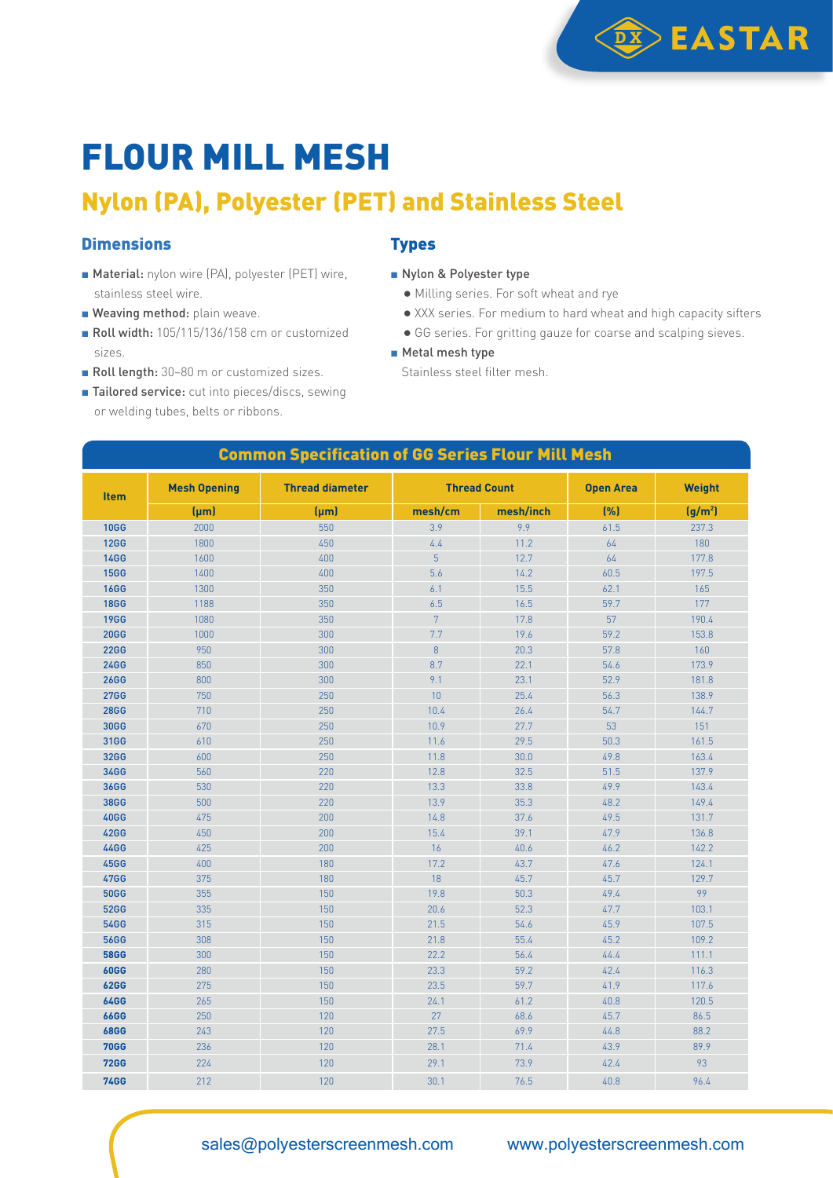# FLOUR MILL MESH

## Nylon (PA), Polyester (PET) and Stainless Steel

### Dimensions

- **Material:** nylon wire (PA), polyester (PET) wire, stainless steel wire.
- **Weaving method:** plain weave.
- **Roll width:** 105/115/136/158 cm or customized sizes.
- **Roll length:** 30–80 m or customized sizes.
- **Tailored service:** cut into pieces/discs, sewing or welding tubes, belts or ribbons.

### Types

- Nylon & Polyester type
  - Milling series. For soft wheat and rye
  - XXX series. For medium to hard wheat and high capacity sifters
  - GG series. For gritting gauze for coarse and scalping sieves.
- Metal mesh type

  Stainless steel filter mesh.

**Common Specification of GG Series Flour Mill Mesh**

| Item | Mesh Opening | Thread diameter | Thread Count | | Open Area | Weight |
|---|---|---|---|---|---|---|
| | (μm) | (μm) | mesh/cm | mesh/inch | (%) | (g/m²) |
| 10GG | 2000 | 550 | 3.9 | 9.9 | 61.5 | 237.3 |
| 12GG | 1800 | 450 | 4.4 | 11.2 | 64 | 180 |
| 14GG | 1600 | 400 | 5 | 12.7 | 64 | 177.8 |
| 15GG | 1400 | 400 | 5.6 | 14.2 | 60.5 | 197.5 |
| 16GG | 1300 | 350 | 6.1 | 15.5 | 62.1 | 165 |
| 18GG | 1188 | 350 | 6.5 | 16.5 | 59.7 | 177 |
| 19GG | 1080 | 350 | 7 | 17.8 | 57 | 190.4 |
| 20GG | 1000 | 300 | 7.7 | 19.6 | 59.2 | 153.8 |
| 22GG | 950 | 300 | 8 | 20.3 | 57.8 | 160 |
| 24GG | 850 | 300 | 8.7 | 22.1 | 54.6 | 173.9 |
| 26GG | 800 | 300 | 9.1 | 23.1 | 52.9 | 181.8 |
| 27GG | 750 | 250 | 10 | 25.4 | 56.3 | 138.9 |
| 28GG | 710 | 250 | 10.4 | 26.4 | 54.7 | 144.7 |
| 30GG | 670 | 250 | 10.9 | 27.7 | 53 | 151 |
| 31GG | 610 | 250 | 11.6 | 29.5 | 50.3 | 161.5 |
| 32GG | 600 | 250 | 11.8 | 30.0 | 49.8 | 163.4 |
| 34GG | 560 | 220 | 12.8 | 32.5 | 51.5 | 137.9 |
| 36GG | 530 | 220 | 13.3 | 33.8 | 49.9 | 143.4 |
| 38GG | 500 | 220 | 13.9 | 35.3 | 48.2 | 149.4 |
| 40GG | 475 | 200 | 14.8 | 37.6 | 49.5 | 131.7 |
| 42GG | 450 | 200 | 15.4 | 39.1 | 47.9 | 136.8 |
| 44GG | 425 | 200 | 16 | 40.6 | 46.2 | 142.2 |
| 45GG | 400 | 180 | 17.2 | 43.7 | 47.6 | 124.1 |
| 47GG | 375 | 180 | 18 | 45.7 | 45.7 | 129.7 |
| 50GG | 355 | 150 | 19.8 | 50.3 | 49.4 | 99 |
| 52GG | 335 | 150 | 20.6 | 52.3 | 47.7 | 103.1 |
| 54GG | 315 | 150 | 21.5 | 54.6 | 45.9 | 107.5 |
| 56GG | 308 | 150 | 21.8 | 55.4 | 45.2 | 109.2 |
| 58GG | 300 | 150 | 22.2 | 56.4 | 44.4 | 111.1 |
| 60GG | 280 | 150 | 23.3 | 59.2 | 42.4 | 116.3 |
| 62GG | 275 | 150 | 23.5 | 59.7 | 41.9 | 117.6 |
| 64GG | 265 | 150 | 24.1 | 61.2 | 40.8 | 120.5 |
| 66GG | 250 | 120 | 27 | 68.6 | 45.7 | 86.5 |
| 68GG | 243 | 120 | 27.5 | 69.9 | 44.8 | 88.2 |
| 70GG | 236 | 120 | 28.1 | 71.4 | 43.9 | 89.9 |
| 72GG | 224 | 120 | 29.1 | 73.9 | 42.4 | 93 |
| 74GG | 212 | 120 | 30.1 | 76.5 | 40.8 | 96.4 |

sales@polyesterscreenmesh.com www.polyesterscreenmesh.com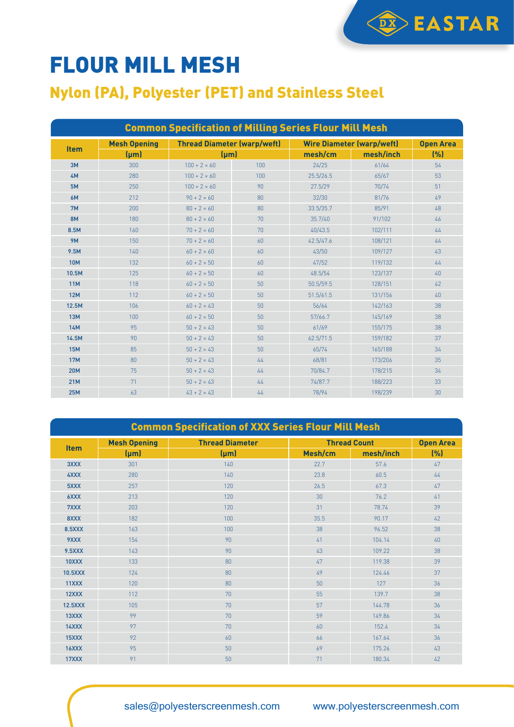# FLOUR MILL MESH

## Nylon (PA), Polyester (PET) and Stainless Steel

| Common Specification of Milling Series Flour Mill Mesh | | | | | | |
|---|---|---|---|---|---|---|
| Item | Mesh Opening | Thread Diameter (warp/weft) | | Wire Diameter (warp/weft) | | Open Area |
| | (μm) | (μm) | | mesh/cm | mesh/inch | (%) |
| 3M | 300 | 100 + 2 × 60 | 100 | 24/25 | 61/64 | 54 |
| 4M | 280 | 100 + 2 × 60 | 100 | 25.5/26.5 | 65/67 | 53 |
| 5M | 250 | 100 + 2 × 60 | 90 | 27.5/29 | 70/74 | 51 |
| 6M | 212 | 90 + 2 × 60 | 80 | 32/30 | 81/76 | 49 |
| 7M | 200 | 80 + 2 × 60 | 80 | 33.5/35.7 | 85/91 | 48 |
| 8M | 180 | 80 + 2 × 60 | 70 | 35.7/40 | 91/102 | 46 |
| 8.5M | 160 | 70 + 2 × 60 | 70 | 40/43.5 | 102/111 | 44 |
| 9M | 150 | 70 + 2 × 60 | 60 | 42.5/47.6 | 108/121 | 44 |
| 9.5M | 140 | 60 + 2 × 60 | 60 | 43/50 | 109/127 | 43 |
| 10M | 132 | 60 + 2 × 50 | 60 | 47/52 | 119/132 | 44 |
| 10.5M | 125 | 60 + 2 × 50 | 60 | 48.5/54 | 123/137 | 40 |
| 11M | 118 | 60 + 2 × 50 | 50 | 50.5/59.5 | 128/151 | 42 |
| 12M | 112 | 60 + 2 × 50 | 50 | 51.5/61.5 | 131/156 | 40 |
| 12.5M | 106 | 60 + 2 × 43 | 50 | 56/64 | 142/163 | 38 |
| 13M | 100 | 60 + 2 × 50 | 50 | 57/66.7 | 145/169 | 38 |
| 14M | 95 | 50 + 2 × 43 | 50 | 61/69 | 155/175 | 38 |
| 14.5M | 90 | 50 + 2 × 43 | 50 | 62.5/71.5 | 159/182 | 37 |
| 15M | 85 | 50 + 2 × 43 | 50 | 65/74 | 165/188 | 34 |
| 17M | 80 | 50 + 2 × 43 | 44 | 68/81 | 173/206 | 35 |
| 20M | 75 | 50 + 2 × 43 | 44 | 70/84.7 | 178/215 | 34 |
| 21M | 71 | 50 + 2 × 43 | 44 | 74/87.7 | 188/223 | 33 |
| 25M | 63 | 43 + 2 × 43 | 44 | 78/94 | 198/239 | 30 |

| Common Specification of XXX Series Flour Mill Mesh | | | | | |
|---|---|---|---|---|---|
| Item | Mesh Opening | Thread Diameter | Thread Count | | Open Area |
| | (μm) | (μm) | Mesh/cm | mesh/inch | (%) |
| 3XXX | 301 | 140 | 22.7 | 57.6 | 47 |
| 4XXX | 280 | 140 | 23.8 | 60.5 | 44 |
| 5XXX | 257 | 120 | 26.5 | 67.3 | 47 |
| 6XXX | 213 | 120 | 30 | 76.2 | 41 |
| 7XXX | 203 | 120 | 31 | 78.74 | 39 |
| 8XXX | 182 | 100 | 35.5 | 90.17 | 42 |
| 8.5XXX | 163 | 100 | 38 | 96.52 | 38 |
| 9XXX | 154 | 90 | 41 | 104.14 | 40 |
| 9.5XXX | 143 | 90 | 43 | 109.22 | 38 |
| 10XXX | 133 | 80 | 47 | 119.38 | 39 |
| 10.5XXX | 124 | 80 | 49 | 124.46 | 37 |
| 11XXX | 120 | 80 | 50 | 127 | 36 |
| 12XXX | 112 | 70 | 55 | 139.7 | 38 |
| 12.5XXX | 105 | 70 | 57 | 144.78 | 36 |
| 13XXX | 99 | 70 | 59 | 149.86 | 34 |
| 14XXX | 97 | 70 | 60 | 152.4 | 34 |
| 15XXX | 92 | 60 | 66 | 167.64 | 36 |
| 16XXX | 95 | 50 | 69 | 175.26 | 43 |
| 17XXX | 91 | 50 | 71 | 180.34 | 42 |

sales@polyesterscreenmesh.com www.polyesterscreenmesh.com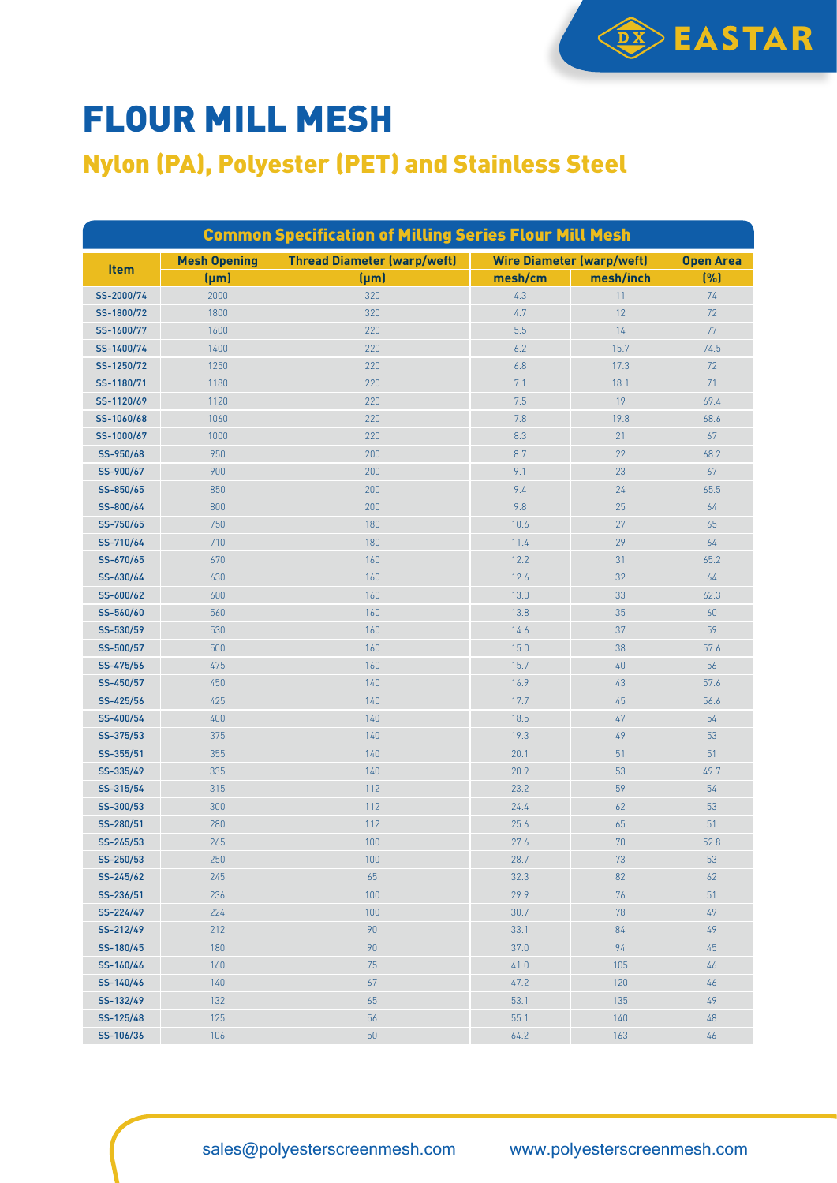# FLOUR MILL MESH

## Nylon (PA), Polyester (PET) and Stainless Steel

**Common Specification of Milling Series Flour Mill Mesh**

| Item | Mesh Opening | Thread Diameter (warp/weft) | Wire Diameter (warp/weft) | | Open Area |
|---|---|---|---|---|---|
| | (μm) | (μm) | mesh/cm | mesh/inch | (%) |
| SS-2000/74 | 2000 | 320 | 4.3 | 11 | 74 |
| SS-1800/72 | 1800 | 320 | 4.7 | 12 | 72 |
| SS-1600/77 | 1600 | 220 | 5.5 | 14 | 77 |
| SS-1400/74 | 1400 | 220 | 6.2 | 15.7 | 74.5 |
| SS-1250/72 | 1250 | 220 | 6.8 | 17.3 | 72 |
| SS-1180/71 | 1180 | 220 | 7.1 | 18.1 | 71 |
| SS-1120/69 | 1120 | 220 | 7.5 | 19 | 69.4 |
| SS-1060/68 | 1060 | 220 | 7.8 | 19.8 | 68.6 |
| SS-1000/67 | 1000 | 220 | 8.3 | 21 | 67 |
| SS-950/68 | 950 | 200 | 8.7 | 22 | 68.2 |
| SS-900/67 | 900 | 200 | 9.1 | 23 | 67 |
| SS-850/65 | 850 | 200 | 9.4 | 24 | 65.5 |
| SS-800/64 | 800 | 200 | 9.8 | 25 | 64 |
| SS-750/65 | 750 | 180 | 10.6 | 27 | 65 |
| SS-710/64 | 710 | 180 | 11.4 | 29 | 64 |
| SS-670/65 | 670 | 160 | 12.2 | 31 | 65.2 |
| SS-630/64 | 630 | 160 | 12.6 | 32 | 64 |
| SS-600/62 | 600 | 160 | 13.0 | 33 | 62.3 |
| SS-560/60 | 560 | 160 | 13.8 | 35 | 60 |
| SS-530/59 | 530 | 160 | 14.6 | 37 | 59 |
| SS-500/57 | 500 | 160 | 15.0 | 38 | 57.6 |
| SS-475/56 | 475 | 160 | 15.7 | 40 | 56 |
| SS-450/57 | 450 | 140 | 16.9 | 43 | 57.6 |
| SS-425/56 | 425 | 140 | 17.7 | 45 | 56.6 |
| SS-400/54 | 400 | 140 | 18.5 | 47 | 54 |
| SS-375/53 | 375 | 140 | 19.3 | 49 | 53 |
| SS-355/51 | 355 | 140 | 20.1 | 51 | 51 |
| SS-335/49 | 335 | 140 | 20.9 | 53 | 49.7 |
| SS-315/54 | 315 | 112 | 23.2 | 59 | 54 |
| SS-300/53 | 300 | 112 | 24.4 | 62 | 53 |
| SS-280/51 | 280 | 112 | 25.6 | 65 | 51 |
| SS-265/53 | 265 | 100 | 27.6 | 70 | 52.8 |
| SS-250/53 | 250 | 100 | 28.7 | 73 | 53 |
| SS-245/62 | 245 | 65 | 32.3 | 82 | 62 |
| SS-236/51 | 236 | 100 | 29.9 | 76 | 51 |
| SS-224/49 | 224 | 100 | 30.7 | 78 | 49 |
| SS-212/49 | 212 | 90 | 33.1 | 84 | 49 |
| SS-180/45 | 180 | 90 | 37.0 | 94 | 45 |
| SS-160/46 | 160 | 75 | 41.0 | 105 | 46 |
| SS-140/46 | 140 | 67 | 47.2 | 120 | 46 |
| SS-132/49 | 132 | 65 | 53.1 | 135 | 49 |
| SS-125/48 | 125 | 56 | 55.1 | 140 | 48 |
| SS-106/36 | 106 | 50 | 64.2 | 163 | 46 |

sales@polyesterscreenmesh.com www.polyesterscreenmesh.com